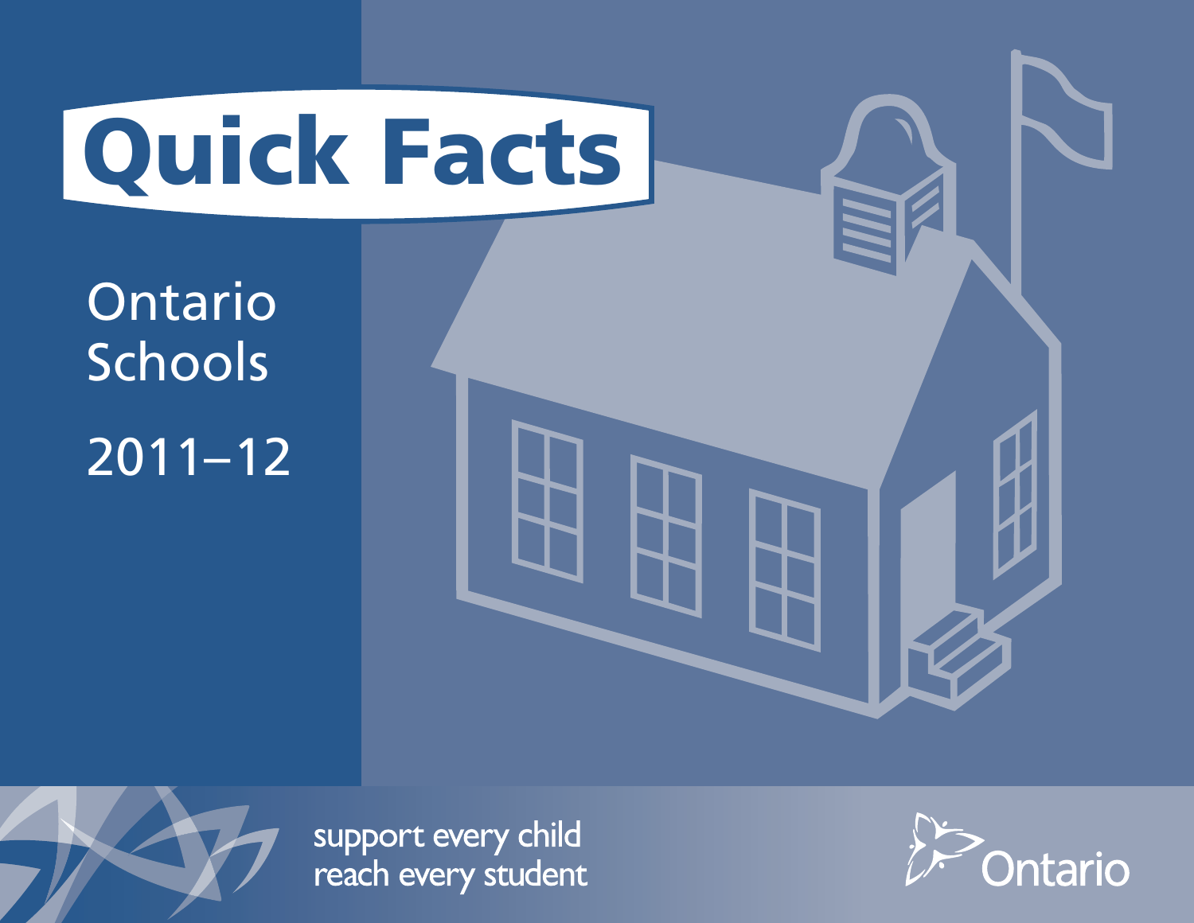# Quick Facts

Ontario Schools

2011–12

support every child
reach every student

Ontario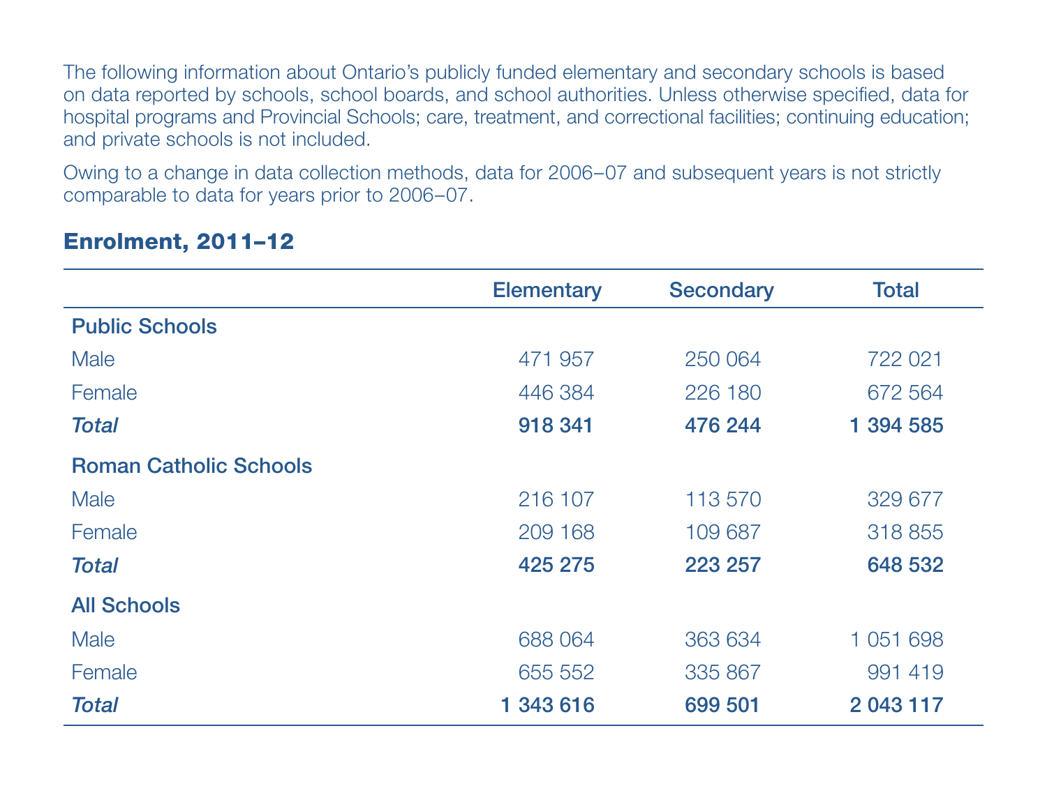The following information about Ontario's publicly funded elementary and secondary schools is based on data reported by schools, school boards, and school authorities. Unless otherwise specified, data for hospital programs and Provincial Schools; care, treatment, and correctional facilities; continuing education; and private schools is not included.

Owing to a change in data collection methods, data for 2006–07 and subsequent years is not strictly comparable to data for years prior to 2006–07.

## Enrolment, 2011–12

| | Elementary | Secondary | Total |
|---|---|---|---|
| **Public Schools** | | | |
| Male | 471 957 | 250 064 | 722 021 |
| Female | 446 384 | 226 180 | 672 564 |
| ***Total*** | **918 341** | **476 244** | **1 394 585** |
| **Roman Catholic Schools** | | | |
| Male | 216 107 | 113 570 | 329 677 |
| Female | 209 168 | 109 687 | 318 855 |
| ***Total*** | **425 275** | **223 257** | **648 532** |
| **All Schools** | | | |
| Male | 688 064 | 363 634 | 1 051 698 |
| Female | 655 552 | 335 867 | 991 419 |
| ***Total*** | **1 343 616** | **699 501** | **2 043 117** |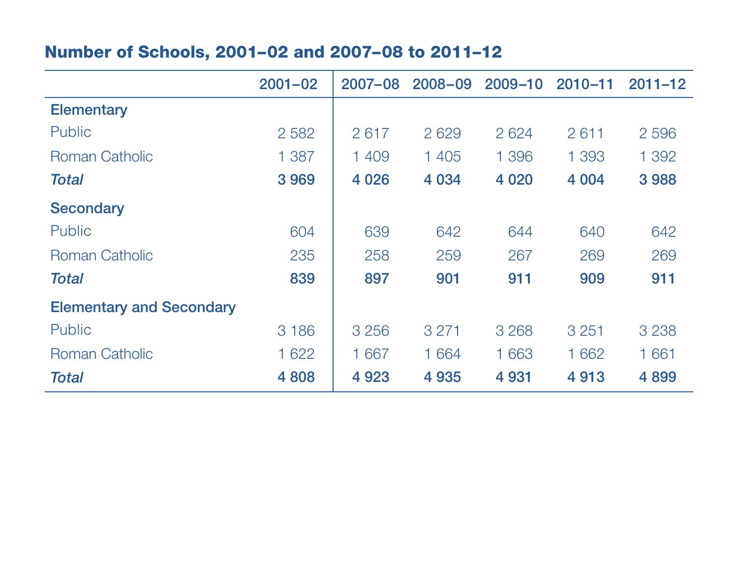## Number of Schools, 2001–02 and 2007–08 to 2011–12

| | 2001–02 | 2007–08 | 2008–09 | 2009–10 | 2010–11 | 2011–12 |
|---|---|---|---|---|---|---|
| **Elementary** | | | | | | |
| Public | 2 582 | 2 617 | 2 629 | 2 624 | 2 611 | 2 596 |
| Roman Catholic | 1 387 | 1 409 | 1 405 | 1 396 | 1 393 | 1 392 |
| ***Total*** | **3 969** | **4 026** | **4 034** | **4 020** | **4 004** | **3 988** |
| **Secondary** | | | | | | |
| Public | 604 | 639 | 642 | 644 | 640 | 642 |
| Roman Catholic | 235 | 258 | 259 | 267 | 269 | 269 |
| ***Total*** | **839** | **897** | **901** | **911** | **909** | **911** |
| **Elementary and Secondary** | | | | | | |
| Public | 3 186 | 3 256 | 3 271 | 3 268 | 3 251 | 3 238 |
| Roman Catholic | 1 622 | 1 667 | 1 664 | 1 663 | 1 662 | 1 661 |
| ***Total*** | **4 808** | **4 923** | **4 935** | **4 931** | **4 913** | **4 899** |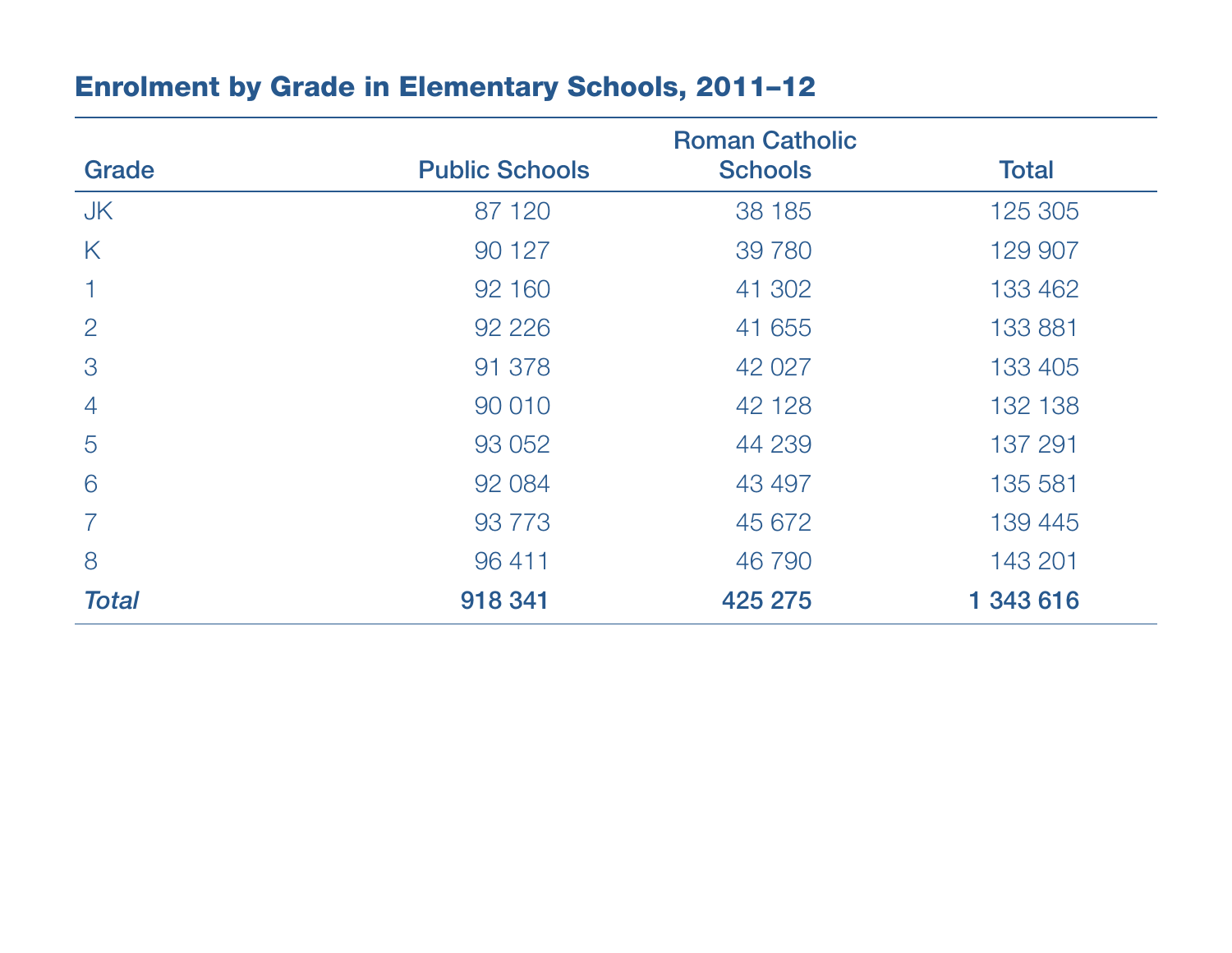## Enrolment by Grade in Elementary Schools, 2011–12

| Grade | Public Schools | Roman Catholic Schools | Total |
|---|---|---|---|
| JK | 87 120 | 38 185 | 125 305 |
| K | 90 127 | 39 780 | 129 907 |
| 1 | 92 160 | 41 302 | 133 462 |
| 2 | 92 226 | 41 655 | 133 881 |
| 3 | 91 378 | 42 027 | 133 405 |
| 4 | 90 010 | 42 128 | 132 138 |
| 5 | 93 052 | 44 239 | 137 291 |
| 6 | 92 084 | 43 497 | 135 581 |
| 7 | 93 773 | 45 672 | 139 445 |
| 8 | 96 411 | 46 790 | 143 201 |
| ***Total*** | **918 341** | **425 275** | **1 343 616** |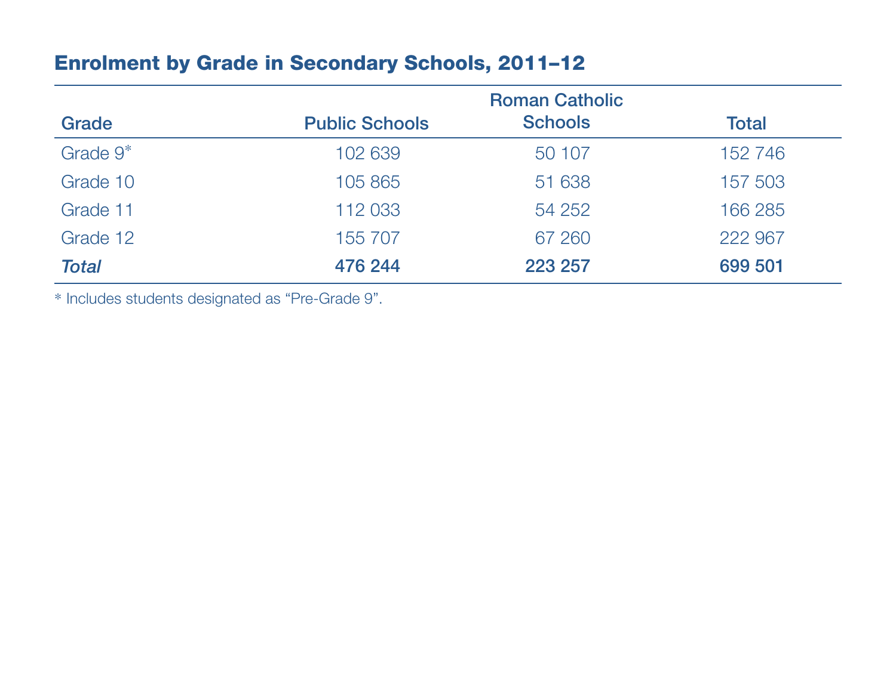## Enrolment by Grade in Secondary Schools, 2011–12

| Grade | Public Schools | Roman Catholic Schools | Total |
|---|---|---|---|
| Grade 9* | 102 639 | 50 107 | 152 746 |
| Grade 10 | 105 865 | 51 638 | 157 503 |
| Grade 11 | 112 033 | 54 252 | 166 285 |
| Grade 12 | 155 707 | 67 260 | 222 967 |
| ***Total*** | **476 244** | **223 257** | **699 501** |

* Includes students designated as “Pre-Grade 9”.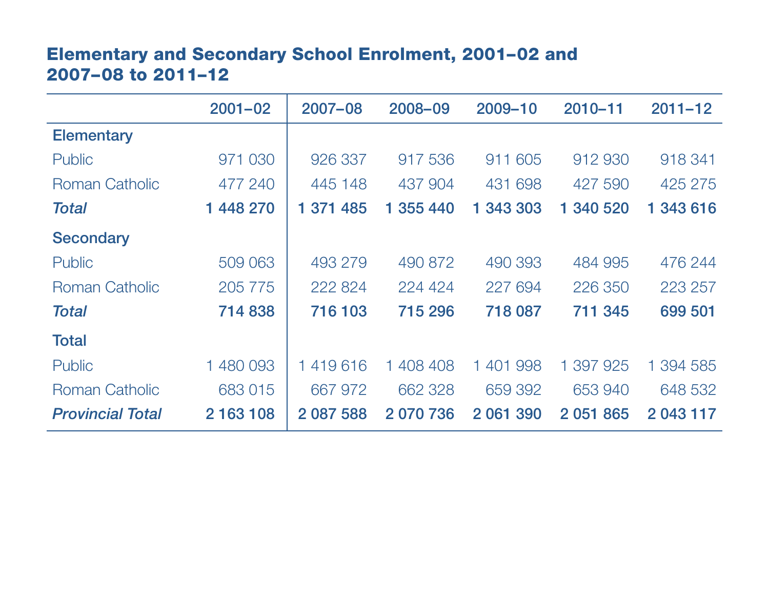## Elementary and Secondary School Enrolment, 2001–02 and 2007–08 to 2011–12

| | 2001–02 | 2007–08 | 2008–09 | 2009–10 | 2010–11 | 2011–12 |
|---|---|---|---|---|---|---|
| **Elementary** | | | | | | |
| Public | 971 030 | 926 337 | 917 536 | 911 605 | 912 930 | 918 341 |
| Roman Catholic | 477 240 | 445 148 | 437 904 | 431 698 | 427 590 | 425 275 |
| ***Total*** | **1 448 270** | **1 371 485** | **1 355 440** | **1 343 303** | **1 340 520** | **1 343 616** |
| **Secondary** | | | | | | |
| Public | 509 063 | 493 279 | 490 872 | 490 393 | 484 995 | 476 244 |
| Roman Catholic | 205 775 | 222 824 | 224 424 | 227 694 | 226 350 | 223 257 |
| ***Total*** | **714 838** | **716 103** | **715 296** | **718 087** | **711 345** | **699 501** |
| **Total** | | | | | | |
| Public | 1 480 093 | 1 419 616 | 1 408 408 | 1 401 998 | 1 397 925 | 1 394 585 |
| Roman Catholic | 683 015 | 667 972 | 662 328 | 659 392 | 653 940 | 648 532 |
| ***Provincial Total*** | **2 163 108** | **2 087 588** | **2 070 736** | **2 061 390** | **2 051 865** | **2 043 117** |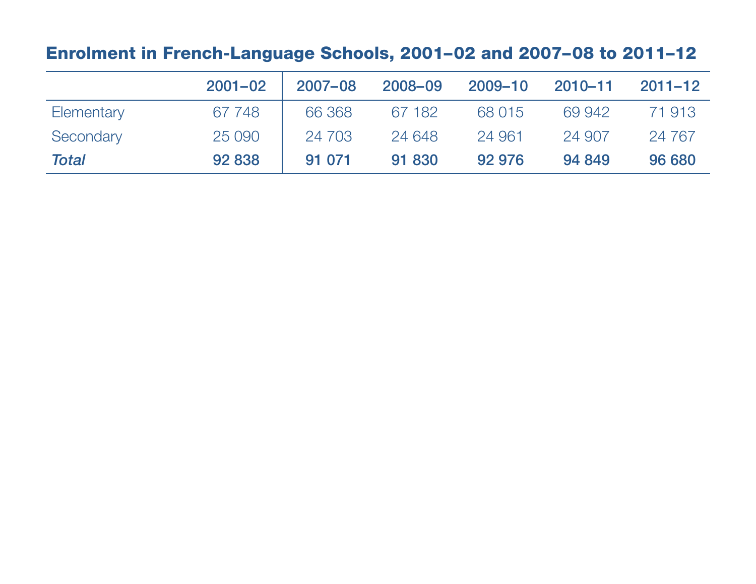## Enrolment in French-Language Schools, 2001–02 and 2007–08 to 2011–12

| | 2001–02 | 2007–08 | 2008–09 | 2009–10 | 2010–11 | 2011–12 |
|---|---|---|---|---|---|---|
| Elementary | 67 748 | 66 368 | 67 182 | 68 015 | 69 942 | 71 913 |
| Secondary | 25 090 | 24 703 | 24 648 | 24 961 | 24 907 | 24 767 |
| ***Total*** | **92 838** | **91 071** | **91 830** | **92 976** | **94 849** | **96 680** |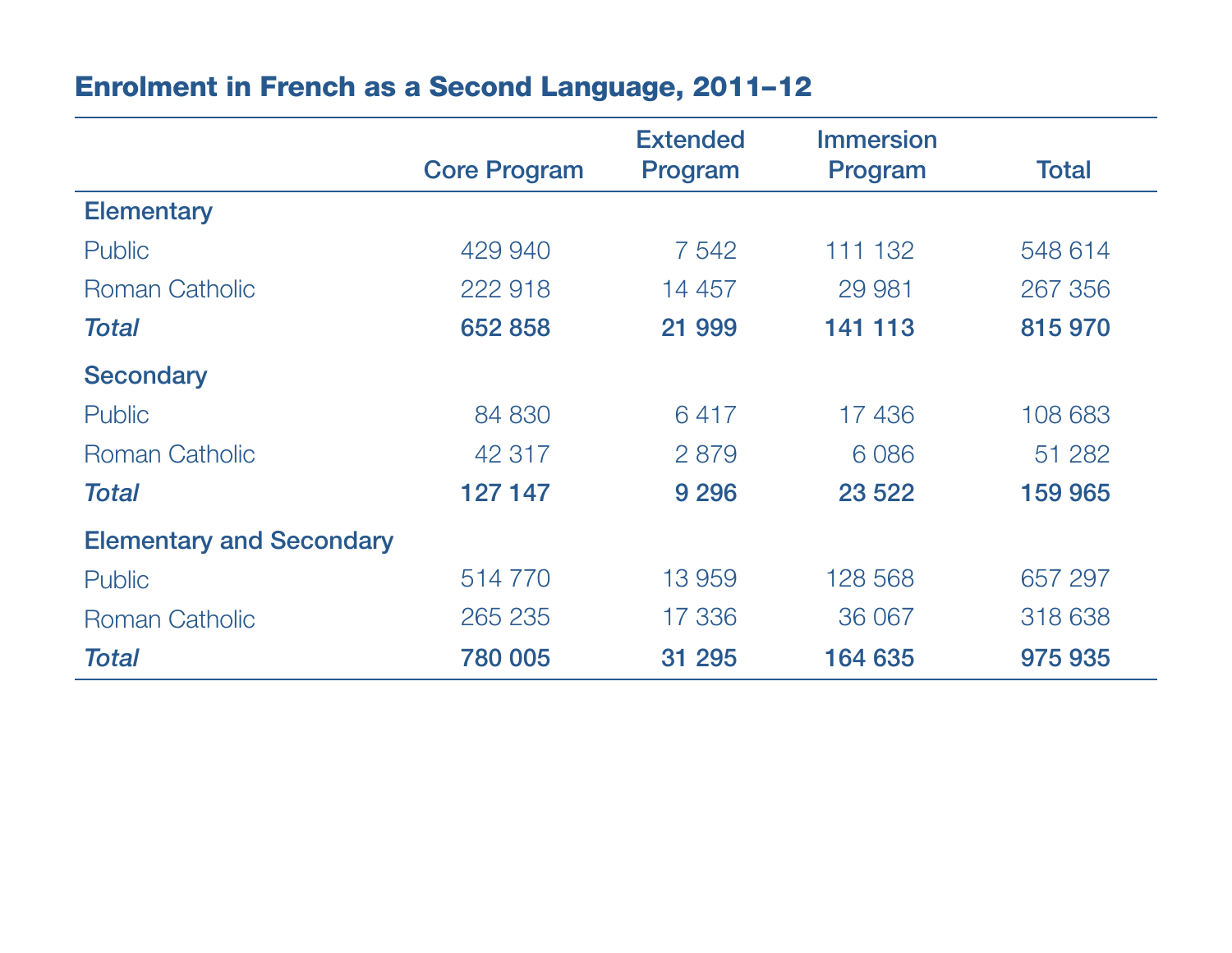## Enrolment in French as a Second Language, 2011–12

| | Core Program | Extended Program | Immersion Program | Total |
|---|---|---|---|---|
| **Elementary** | | | | |
| Public | 429 940 | 7 542 | 111 132 | 548 614 |
| Roman Catholic | 222 918 | 14 457 | 29 981 | 267 356 |
| ***Total*** | **652 858** | **21 999** | **141 113** | **815 970** |
| **Secondary** | | | | |
| Public | 84 830 | 6 417 | 17 436 | 108 683 |
| Roman Catholic | 42 317 | 2 879 | 6 086 | 51 282 |
| ***Total*** | **127 147** | **9 296** | **23 522** | **159 965** |
| **Elementary and Secondary** | | | | |
| Public | 514 770 | 13 959 | 128 568 | 657 297 |
| Roman Catholic | 265 235 | 17 336 | 36 067 | 318 638 |
| ***Total*** | **780 005** | **31 295** | **164 635** | **975 935** |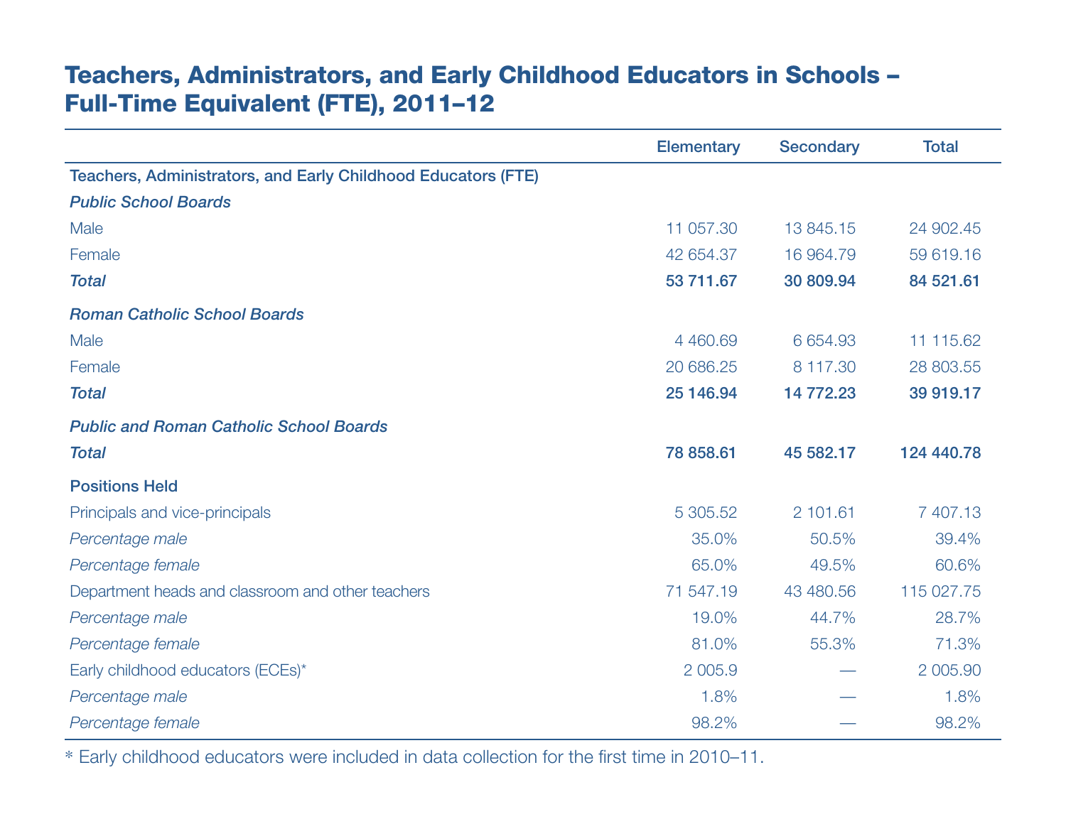# Teachers, Administrators, and Early Childhood Educators in Schools – Full-Time Equivalent (FTE), 2011–12

| | Elementary | Secondary | Total |
|---|---|---|---|
| **Teachers, Administrators, and Early Childhood Educators (FTE)** | | | |
| ***Public School Boards*** | | | |
| Male | 11 057.30 | 13 845.15 | 24 902.45 |
| Female | 42 654.37 | 16 964.79 | 59 619.16 |
| ***Total*** | **53 711.67** | **30 809.94** | **84 521.61** |
| ***Roman Catholic School Boards*** | | | |
| Male | 4 460.69 | 6 654.93 | 11 115.62 |
| Female | 20 686.25 | 8 117.30 | 28 803.55 |
| ***Total*** | **25 146.94** | **14 772.23** | **39 919.17** |
| ***Public and Roman Catholic School Boards*** | | | |
| ***Total*** | **78 858.61** | **45 582.17** | **124 440.78** |
| **Positions Held** | | | |
| Principals and vice-principals | 5 305.52 | 2 101.61 | 7 407.13 |
| *Percentage male* | 35.0% | 50.5% | 39.4% |
| *Percentage female* | 65.0% | 49.5% | 60.6% |
| Department heads and classroom and other teachers | 71 547.19 | 43 480.56 | 115 027.75 |
| *Percentage male* | 19.0% | 44.7% | 28.7% |
| *Percentage female* | 81.0% | 55.3% | 71.3% |
| Early childhood educators (ECEs)* | 2 005.9 | — | 2 005.90 |
| *Percentage male* | 1.8% | — | 1.8% |
| *Percentage female* | 98.2% | — | 98.2% |

* Early childhood educators were included in data collection for the first time in 2010–11.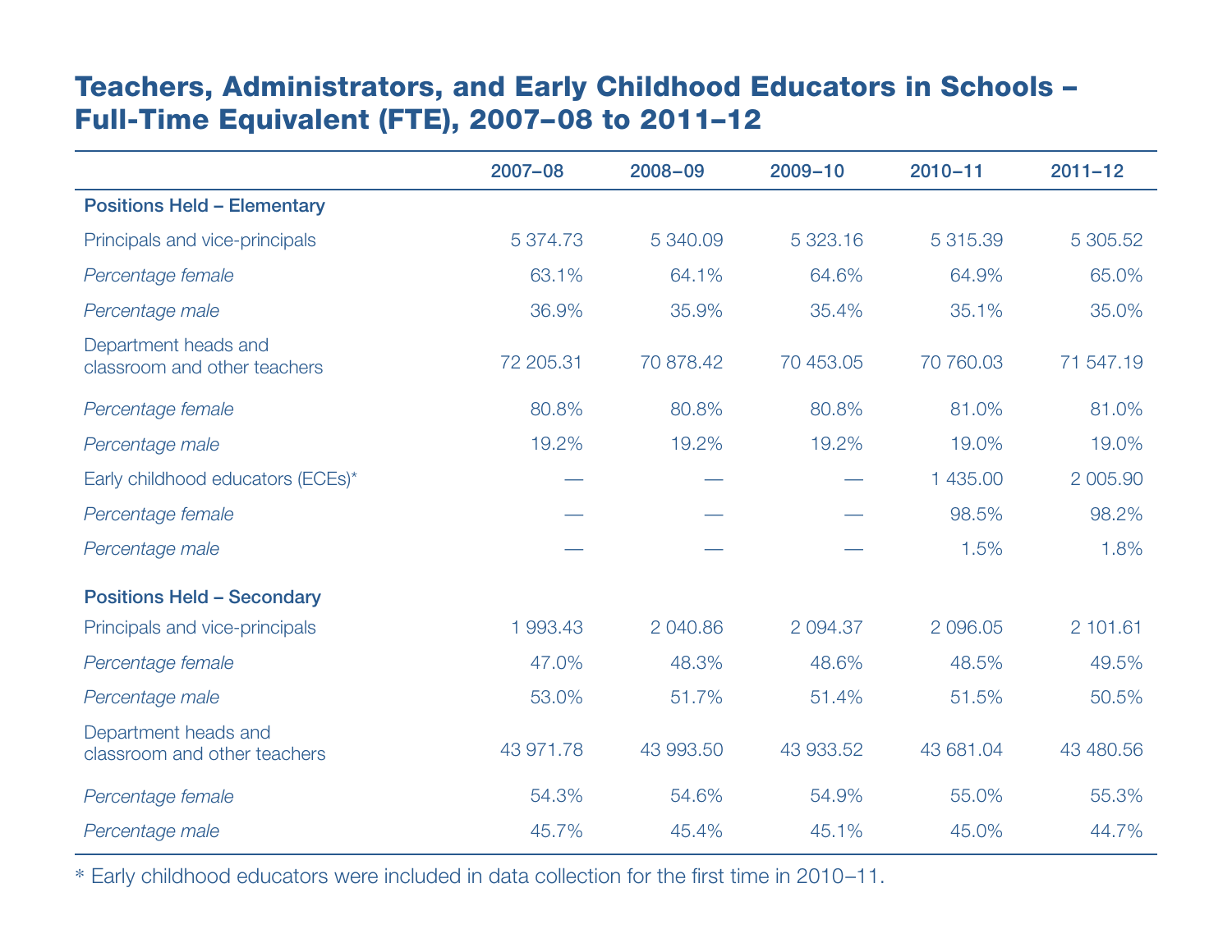## Teachers, Administrators, and Early Childhood Educators in Schools – Full-Time Equivalent (FTE), 2007–08 to 2011–12

| | 2007–08 | 2008–09 | 2009–10 | 2010–11 | 2011–12 |
|---|---|---|---|---|---|
| **Positions Held – Elementary** | | | | | |
| Principals and vice-principals | 5 374.73 | 5 340.09 | 5 323.16 | 5 315.39 | 5 305.52 |
| *Percentage female* | 63.1% | 64.1% | 64.6% | 64.9% | 65.0% |
| *Percentage male* | 36.9% | 35.9% | 35.4% | 35.1% | 35.0% |
| Department heads and classroom and other teachers | 72 205.31 | 70 878.42 | 70 453.05 | 70 760.03 | 71 547.19 |
| *Percentage female* | 80.8% | 80.8% | 80.8% | 81.0% | 81.0% |
| *Percentage male* | 19.2% | 19.2% | 19.2% | 19.0% | 19.0% |
| Early childhood educators (ECEs)* | — | — | — | 1 435.00 | 2 005.90 |
| *Percentage female* | — | — | — | 98.5% | 98.2% |
| *Percentage male* | — | — | — | 1.5% | 1.8% |
| **Positions Held – Secondary** | | | | | |
| Principals and vice-principals | 1 993.43 | 2 040.86 | 2 094.37 | 2 096.05 | 2 101.61 |
| *Percentage female* | 47.0% | 48.3% | 48.6% | 48.5% | 49.5% |
| *Percentage male* | 53.0% | 51.7% | 51.4% | 51.5% | 50.5% |
| Department heads and classroom and other teachers | 43 971.78 | 43 993.50 | 43 933.52 | 43 681.04 | 43 480.56 |
| *Percentage female* | 54.3% | 54.6% | 54.9% | 55.0% | 55.3% |
| *Percentage male* | 45.7% | 45.4% | 45.1% | 45.0% | 44.7% |

* Early childhood educators were included in data collection for the first time in 2010–11.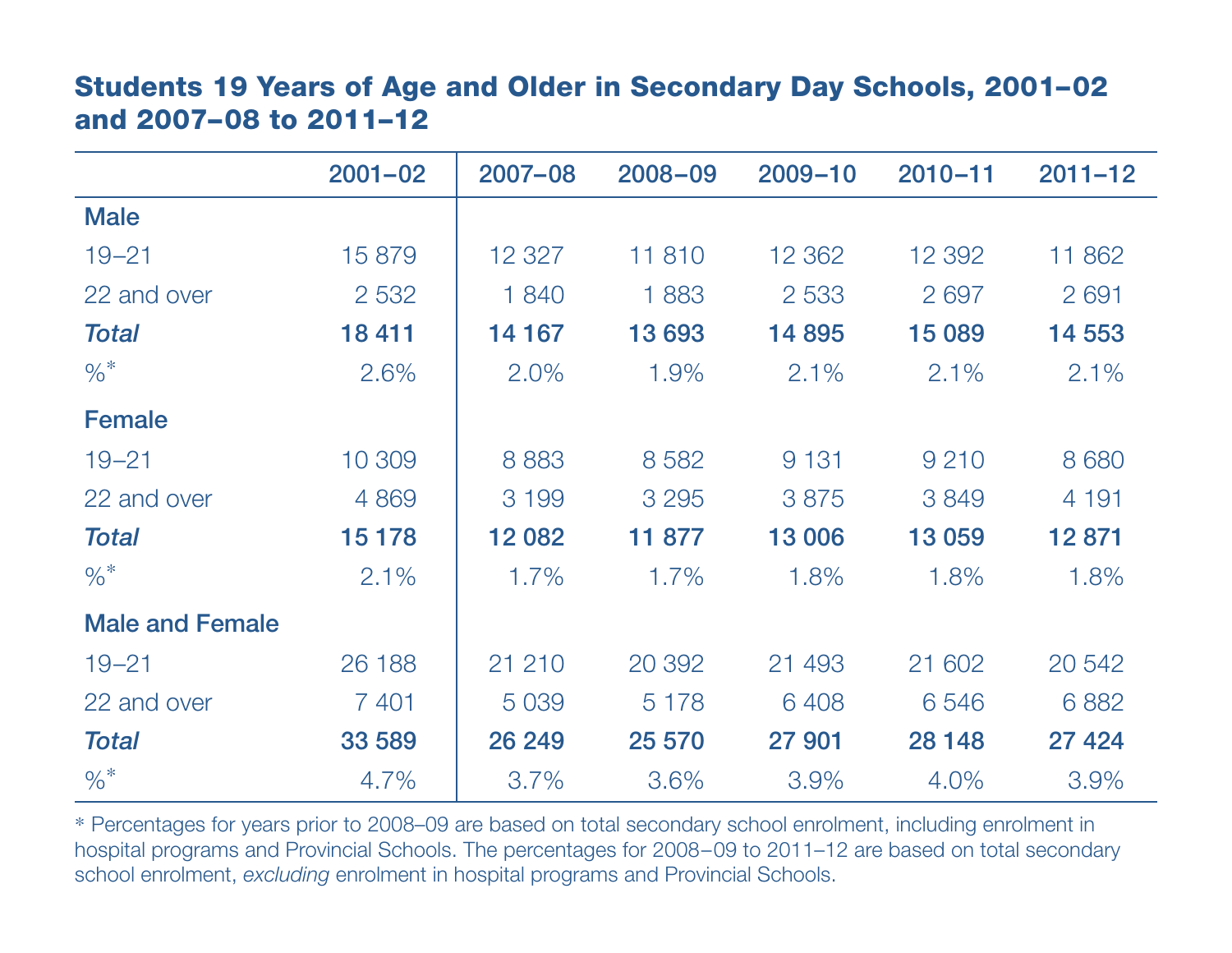## Students 19 Years of Age and Older in Secondary Day Schools, 2001–02 and 2007–08 to 2011–12

| | 2001–02 | 2007–08 | 2008–09 | 2009–10 | 2010–11 | 2011–12 |
|---|---|---|---|---|---|---|
| **Male** | | | | | | |
| 19–21 | 15 879 | 12 327 | 11 810 | 12 362 | 12 392 | 11 862 |
| 22 and over | 2 532 | 1 840 | 1 883 | 2 533 | 2 697 | 2 691 |
| ***Total*** | **18 411** | **14 167** | **13 693** | **14 895** | **15 089** | **14 553** |
| %* | 2.6% | 2.0% | 1.9% | 2.1% | 2.1% | 2.1% |
| **Female** | | | | | | |
| 19–21 | 10 309 | 8 883 | 8 582 | 9 131 | 9 210 | 8 680 |
| 22 and over | 4 869 | 3 199 | 3 295 | 3 875 | 3 849 | 4 191 |
| ***Total*** | **15 178** | **12 082** | **11 877** | **13 006** | **13 059** | **12 871** |
| %* | 2.1% | 1.7% | 1.7% | 1.8% | 1.8% | 1.8% |
| **Male and Female** | | | | | | |
| 19–21 | 26 188 | 21 210 | 20 392 | 21 493 | 21 602 | 20 542 |
| 22 and over | 7 401 | 5 039 | 5 178 | 6 408 | 6 546 | 6 882 |
| ***Total*** | **33 589** | **26 249** | **25 570** | **27 901** | **28 148** | **27 424** |
| %* | 4.7% | 3.7% | 3.6% | 3.9% | 4.0% | 3.9% |

* Percentages for years prior to 2008–09 are based on total secondary school enrolment, including enrolment in hospital programs and Provincial Schools. The percentages for 2008–09 to 2011–12 are based on total secondary school enrolment, *excluding* enrolment in hospital programs and Provincial Schools.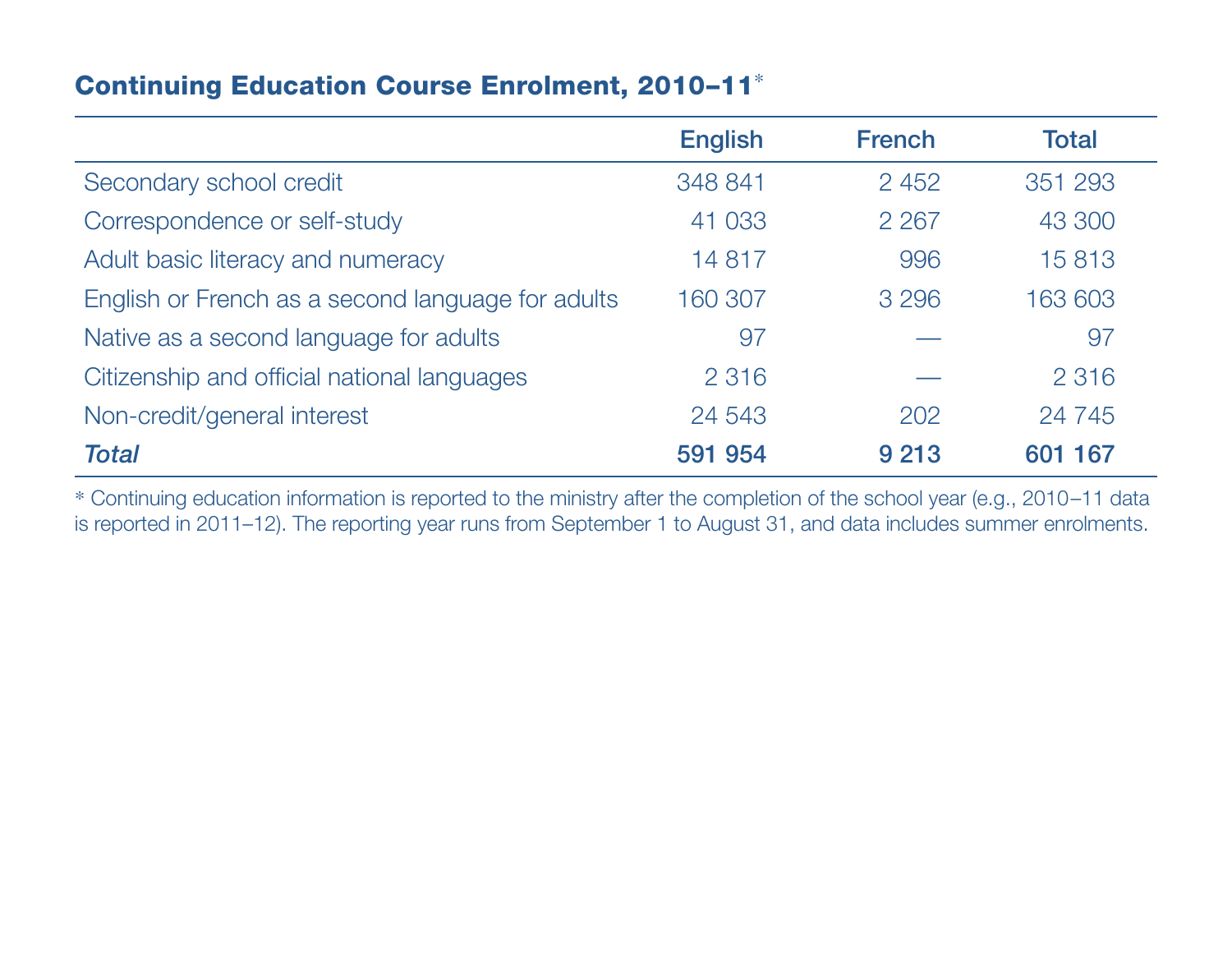## Continuing Education Course Enrolment, 2010–11*

| | English | French | Total |
|---|---|---|---|
| Secondary school credit | 348 841 | 2 452 | 351 293 |
| Correspondence or self-study | 41 033 | 2 267 | 43 300 |
| Adult basic literacy and numeracy | 14 817 | 996 | 15 813 |
| English or French as a second language for adults | 160 307 | 3 296 | 163 603 |
| Native as a second language for adults | 97 | — | 97 |
| Citizenship and official national languages | 2 316 | — | 2 316 |
| Non-credit/general interest | 24 543 | 202 | 24 745 |
| ***Total*** | **591 954** | **9 213** | **601 167** |

* Continuing education information is reported to the ministry after the completion of the school year (e.g., 2010–11 data is reported in 2011–12). The reporting year runs from September 1 to August 31, and data includes summer enrolments.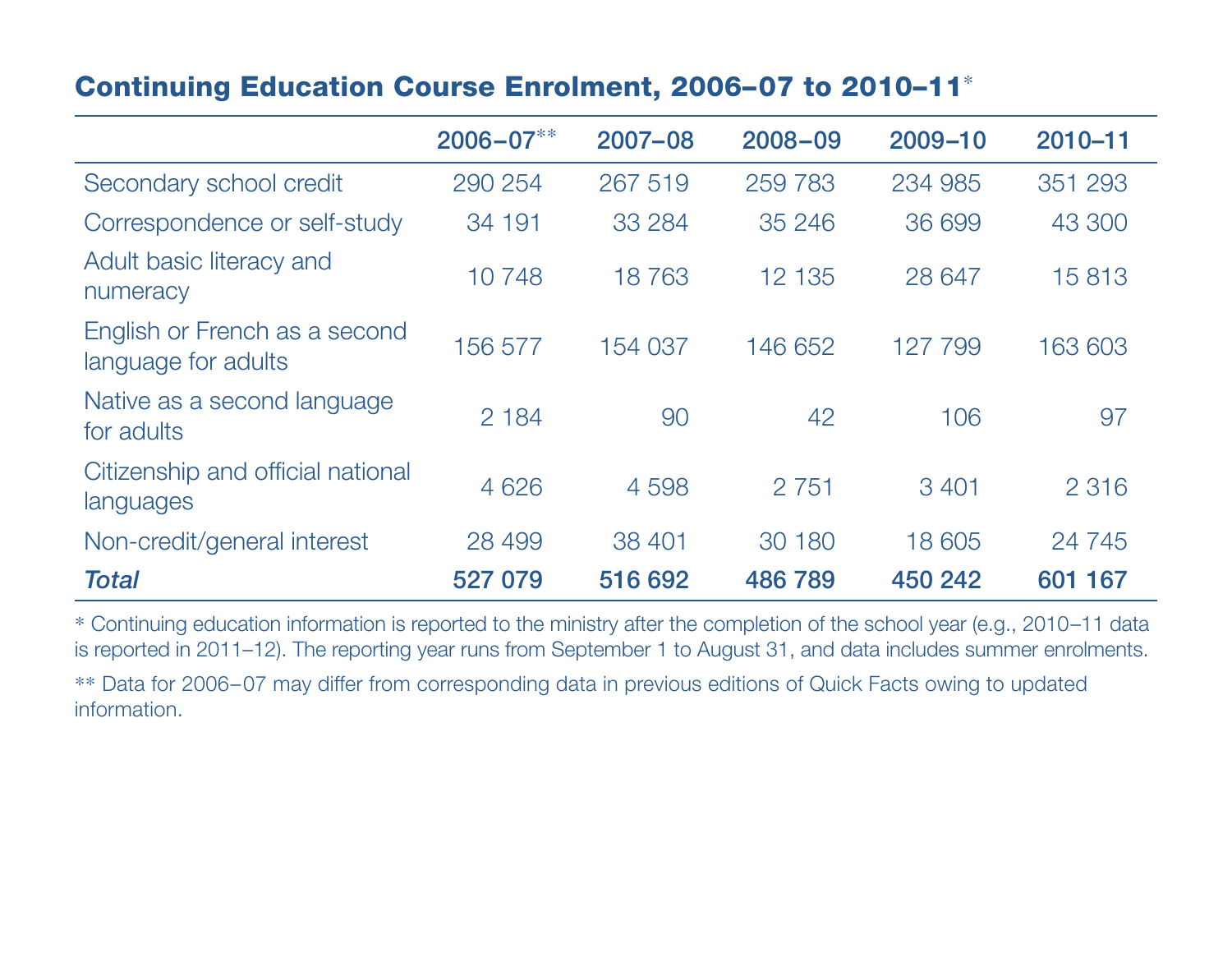## Continuing Education Course Enrolment, 2006–07 to 2010–11*

| | 2006–07** | 2007–08 | 2008–09 | 2009–10 | 2010–11 |
|---|---|---|---|---|---|
| Secondary school credit | 290 254 | 267 519 | 259 783 | 234 985 | 351 293 |
| Correspondence or self-study | 34 191 | 33 284 | 35 246 | 36 699 | 43 300 |
| Adult basic literacy and numeracy | 10 748 | 18 763 | 12 135 | 28 647 | 15 813 |
| English or French as a second language for adults | 156 577 | 154 037 | 146 652 | 127 799 | 163 603 |
| Native as a second language for adults | 2 184 | 90 | 42 | 106 | 97 |
| Citizenship and official national languages | 4 626 | 4 598 | 2 751 | 3 401 | 2 316 |
| Non-credit/general interest | 28 499 | 38 401 | 30 180 | 18 605 | 24 745 |
| ***Total*** | **527 079** | **516 692** | **486 789** | **450 242** | **601 167** |

* Continuing education information is reported to the ministry after the completion of the school year (e.g., 2010–11 data is reported in 2011–12). The reporting year runs from September 1 to August 31, and data includes summer enrolments.

** Data for 2006–07 may differ from corresponding data in previous editions of Quick Facts owing to updated information.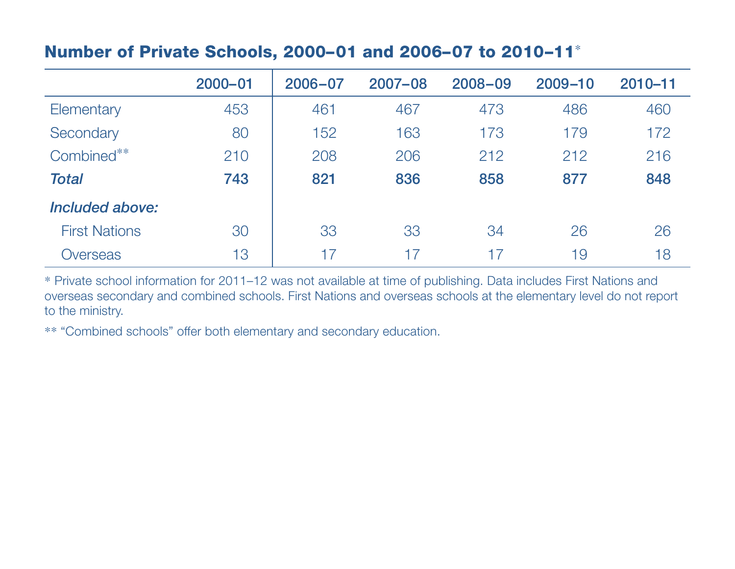## Number of Private Schools, 2000–01 and 2006–07 to 2010–11*

| | 2000–01 | 2006–07 | 2007–08 | 2008–09 | 2009–10 | 2010–11 |
|---|---|---|---|---|---|---|
| Elementary | 453 | 461 | 467 | 473 | 486 | 460 |
| Secondary | 80 | 152 | 163 | 173 | 179 | 172 |
| Combined** | 210 | 208 | 206 | 212 | 212 | 216 |
| ***Total*** | **743** | **821** | **836** | **858** | **877** | **848** |
| ***Included above:*** | | | | | | |
| First Nations | 30 | 33 | 33 | 34 | 26 | 26 |
| Overseas | 13 | 17 | 17 | 17 | 19 | 18 |

* Private school information for 2011–12 was not available at time of publishing. Data includes First Nations and overseas secondary and combined schools. First Nations and overseas schools at the elementary level do not report to the ministry.

** "Combined schools" offer both elementary and secondary education.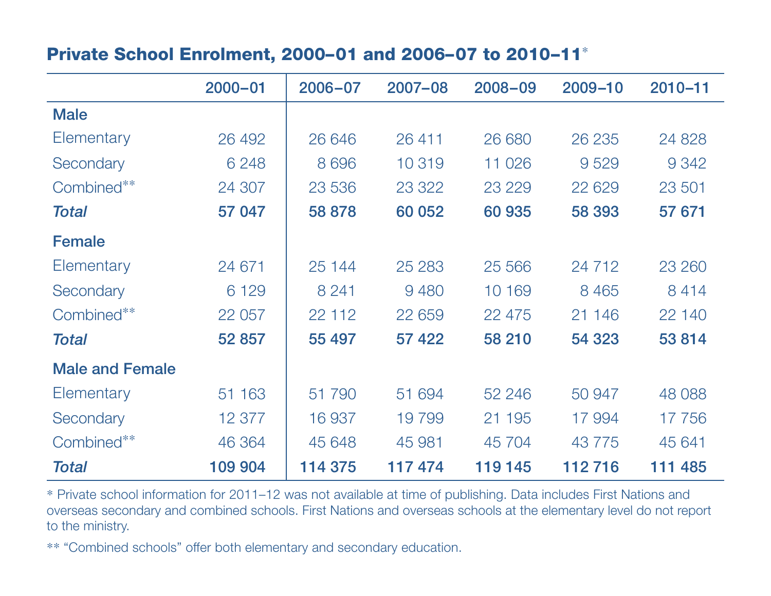## Private School Enrolment, 2000–01 and 2006–07 to 2010–11*

| | 2000–01 | 2006–07 | 2007–08 | 2008–09 | 2009–10 | 2010–11 |
|---|---|---|---|---|---|---|
| **Male** | | | | | | |
| Elementary | 26 492 | 26 646 | 26 411 | 26 680 | 26 235 | 24 828 |
| Secondary | 6 248 | 8 696 | 10 319 | 11 026 | 9 529 | 9 342 |
| Combined** | 24 307 | 23 536 | 23 322 | 23 229 | 22 629 | 23 501 |
| ***Total*** | **57 047** | **58 878** | **60 052** | **60 935** | **58 393** | **57 671** |
| **Female** | | | | | | |
| Elementary | 24 671 | 25 144 | 25 283 | 25 566 | 24 712 | 23 260 |
| Secondary | 6 129 | 8 241 | 9 480 | 10 169 | 8 465 | 8 414 |
| Combined** | 22 057 | 22 112 | 22 659 | 22 475 | 21 146 | 22 140 |
| ***Total*** | **52 857** | **55 497** | **57 422** | **58 210** | **54 323** | **53 814** |
| **Male and Female** | | | | | | |
| Elementary | 51 163 | 51 790 | 51 694 | 52 246 | 50 947 | 48 088 |
| Secondary | 12 377 | 16 937 | 19 799 | 21 195 | 17 994 | 17 756 |
| Combined** | 46 364 | 45 648 | 45 981 | 45 704 | 43 775 | 45 641 |
| ***Total*** | **109 904** | **114 375** | **117 474** | **119 145** | **112 716** | **111 485** |

* Private school information for 2011–12 was not available at time of publishing. Data includes First Nations and overseas secondary and combined schools. First Nations and overseas schools at the elementary level do not report to the ministry.

** "Combined schools" offer both elementary and secondary education.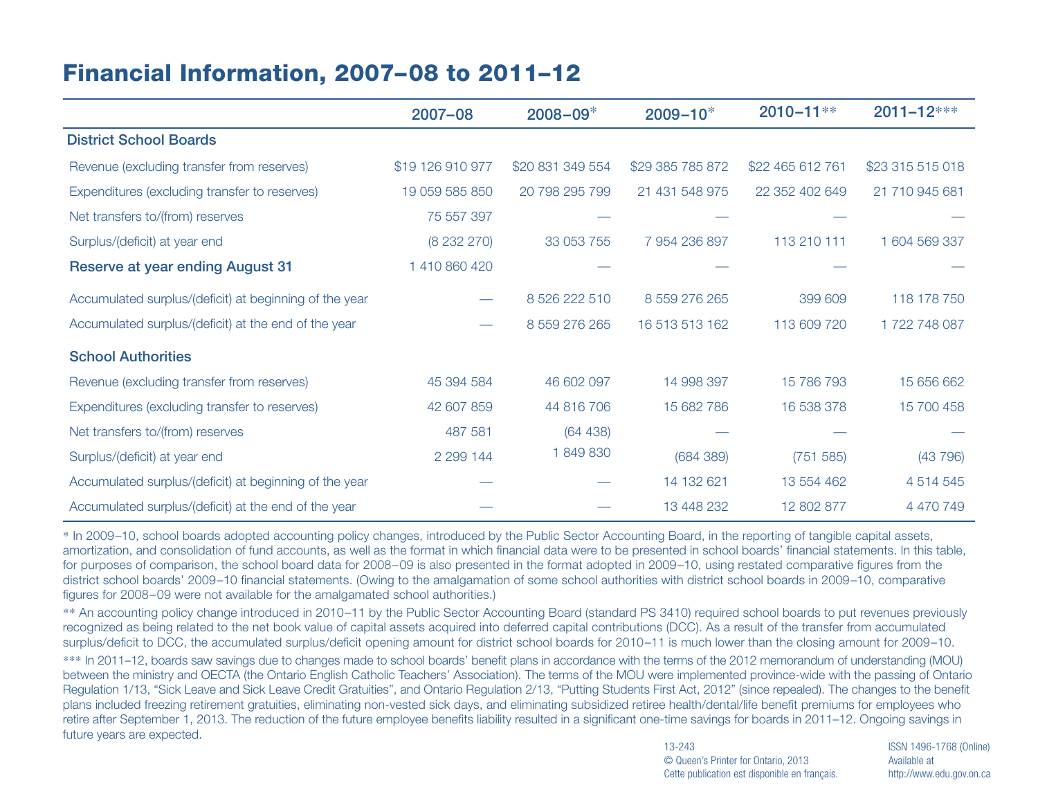# Financial Information, 2007–08 to 2011–12

| | 2007–08 | 2008–09* | 2009–10* | 2010–11** | 2011–12*** |
|---|---|---|---|---|---|
| **District School Boards** | | | | | |
| Revenue (excluding transfer from reserves) | $19 126 910 977 | $20 831 349 554 | $29 385 785 872 | $22 465 612 761 | $23 315 515 018 |
| Expenditures (excluding transfer to reserves) | 19 059 585 850 | 20 798 295 799 | 21 431 548 975 | 22 352 402 649 | 21 710 945 681 |
| Net transfers to/(from) reserves | 75 557 397 | — | — | — | — |
| Surplus/(deficit) at year end | (8 232 270) | 33 053 755 | 7 954 236 897 | 113 210 111 | 1 604 569 337 |
| **Reserve at year ending August 31** | 1 410 860 420 | — | — | — | — |
| Accumulated surplus/(deficit) at beginning of the year | — | 8 526 222 510 | 8 559 276 265 | 399 609 | 118 178 750 |
| Accumulated surplus/(deficit) at the end of the year | — | 8 559 276 265 | 16 513 513 162 | 113 609 720 | 1 722 748 087 |
| **School Authorities** | | | | | |
| Revenue (excluding transfer from reserves) | 45 394 584 | 46 602 097 | 14 998 397 | 15 786 793 | 15 656 662 |
| Expenditures (excluding transfer to reserves) | 42 607 859 | 44 816 706 | 15 682 786 | 16 538 378 | 15 700 458 |
| Net transfers to/(from) reserves | 487 581 | (64 438) | — | — | — |
| Surplus/(deficit) at year end | 2 299 144 | 1 849 830 | (684 389) | (751 585) | (43 796) |
| Accumulated surplus/(deficit) at beginning of the year | — | — | 14 132 621 | 13 554 462 | 4 514 545 |
| Accumulated surplus/(deficit) at the end of the year | — | — | 13 448 232 | 12 802 877 | 4 470 749 |

* In 2009–10, school boards adopted accounting policy changes, introduced by the Public Sector Accounting Board, in the reporting of tangible capital assets, amortization, and consolidation of fund accounts, as well as the format in which financial data were to be presented in school boards' financial statements. In this table, for purposes of comparison, the school board data for 2008–09 is also presented in the format adopted in 2009–10, using restated comparative figures from the district school boards' 2009–10 financial statements. (Owing to the amalgamation of some school authorities with district school boards in 2009–10, comparative figures for 2008–09 were not available for the amalgamated school authorities.)

** An accounting policy change introduced in 2010–11 by the Public Sector Accounting Board (standard PS 3410) required school boards to put revenues previously recognized as being related to the net book value of capital assets acquired into deferred capital contributions (DCC). As a result of the transfer from accumulated surplus/deficit to DCC, the accumulated surplus/deficit opening amount for district school boards for 2010–11 is much lower than the closing amount for 2009–10.

*** In 2011–12, boards saw savings due to changes made to school boards' benefit plans in accordance with the terms of the 2012 memorandum of understanding (MOU) between the ministry and OECTA (the Ontario English Catholic Teachers' Association). The terms of the MOU were implemented province-wide with the passing of Ontario Regulation 1/13, "Sick Leave and Sick Leave Credit Gratuities", and Ontario Regulation 2/13, "Putting Students First Act, 2012" (since repealed). The changes to the benefit plans included freezing retirement gratuities, eliminating non-vested sick days, and eliminating subsidized retiree health/dental/life benefit premiums for employees who retire after September 1, 2013. The reduction of the future employee benefits liability resulted in a significant one-time savings for boards in 2011–12. Ongoing savings in future years are expected.

13-243
© Queen's Printer for Ontario, 2013
Cette publication est disponible en français.

ISSN 1496-1768 (Online)
Available at
http://www.edu.gov.on.ca